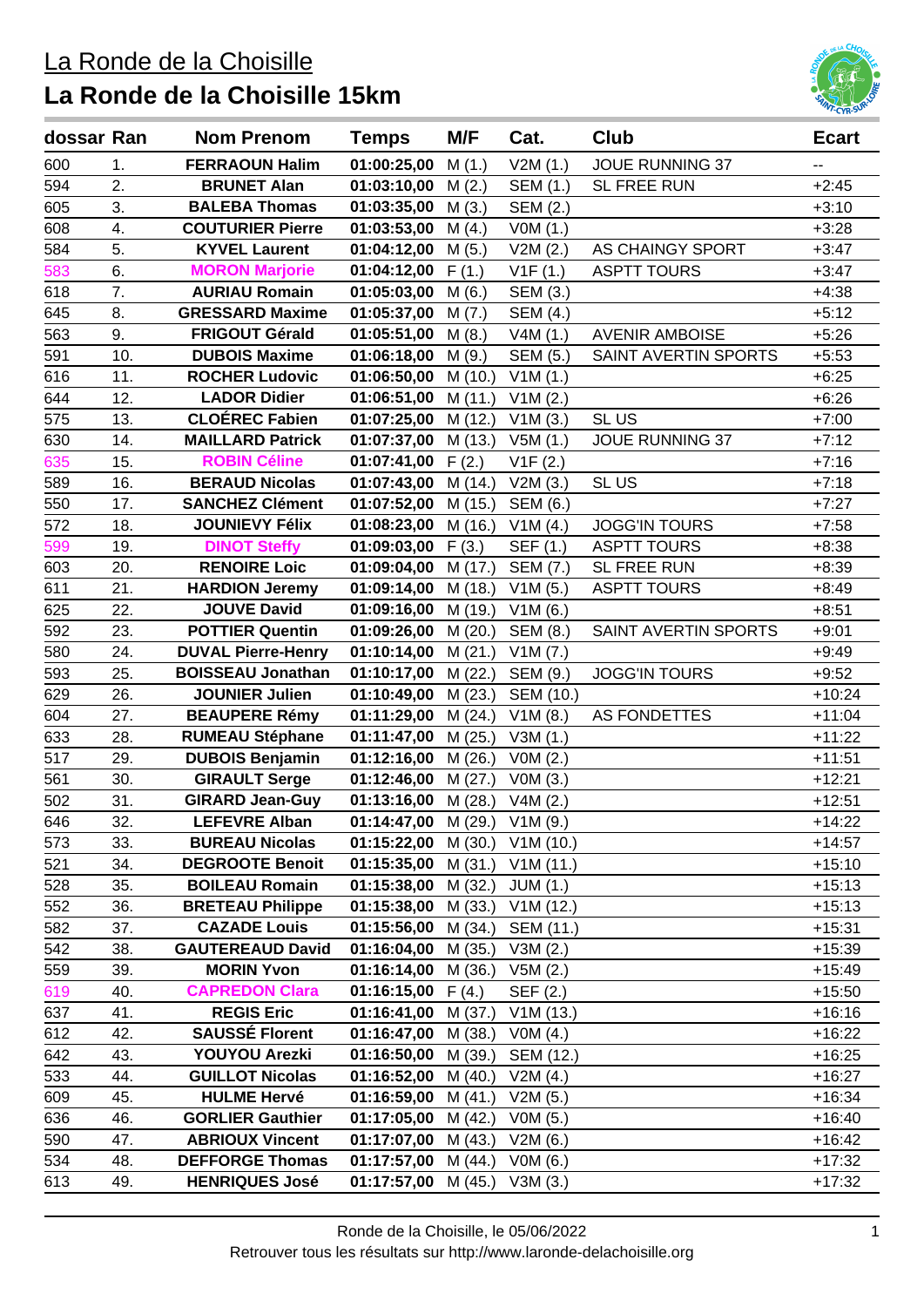# La Ronde de la Choisille

## La Ronde de la Choisille 15km

| dossar | Ran | Nom Prenom | Temps | M/F | Cat. | Club | Ecart |
|---|---|---|---|---|---|---|---|
| 600 | 1. | **FERRAOUN Halim** | **01:00:25,00** | M (1.) | V2M (1.) | JOUE RUNNING 37 | -- |
| 594 | 2. | **BRUNET Alan** | **01:03:10,00** | M (2.) | SEM (1.) | SL FREE RUN | +2:45 |
| 605 | 3. | **BALEBA Thomas** | **01:03:35,00** | M (3.) | SEM (2.) | | +3:10 |
| 608 | 4. | **COUTURIER Pierre** | **01:03:53,00** | M (4.) | V0M (1.) | | +3:28 |
| 584 | 5. | **KYVEL Laurent** | **01:04:12,00** | M (5.) | V2M (2.) | AS CHAINGY SPORT | +3:47 |
| 583 | 6. | **MORON Marjorie** | **01:04:12,00** | F (1.) | V1F (1.) | ASPTT TOURS | +3:47 |
| 618 | 7. | **AURIAU Romain** | **01:05:03,00** | M (6.) | SEM (3.) | | +4:38 |
| 645 | 8. | **GRESSARD Maxime** | **01:05:37,00** | M (7.) | SEM (4.) | | +5:12 |
| 563 | 9. | **FRIGOUT Gérald** | **01:05:51,00** | M (8.) | V4M (1.) | AVENIR AMBOISE | +5:26 |
| 591 | 10. | **DUBOIS Maxime** | **01:06:18,00** | M (9.) | SEM (5.) | SAINT AVERTIN SPORTS | +5:53 |
| 616 | 11. | **ROCHER Ludovic** | **01:06:50,00** | M (10.) | V1M (1.) | | +6:25 |
| 644 | 12. | **LADOR Didier** | **01:06:51,00** | M (11.) | V1M (2.) | | +6:26 |
| 575 | 13. | **CLOÉREC Fabien** | **01:07:25,00** | M (12.) | V1M (3.) | SL US | +7:00 |
| 630 | 14. | **MAILLARD Patrick** | **01:07:37,00** | M (13.) | V5M (1.) | JOUE RUNNING 37 | +7:12 |
| 635 | 15. | **ROBIN Céline** | **01:07:41,00** | F (2.) | V1F (2.) | | +7:16 |
| 589 | 16. | **BERAUD Nicolas** | **01:07:43,00** | M (14.) | V2M (3.) | SL US | +7:18 |
| 550 | 17. | **SANCHEZ Clément** | **01:07:52,00** | M (15.) | SEM (6.) | | +7:27 |
| 572 | 18. | **JOUNIEVY Félix** | **01:08:23,00** | M (16.) | V1M (4.) | JOGG'IN TOURS | +7:58 |
| 599 | 19. | **DINOT Steffy** | **01:09:03,00** | F (3.) | SEF (1.) | ASPTT TOURS | +8:38 |
| 603 | 20. | **RENOIRE Loic** | **01:09:04,00** | M (17.) | SEM (7.) | SL FREE RUN | +8:39 |
| 611 | 21. | **HARDION Jeremy** | **01:09:14,00** | M (18.) | V1M (5.) | ASPTT TOURS | +8:49 |
| 625 | 22. | **JOUVE David** | **01:09:16,00** | M (19.) | V1M (6.) | | +8:51 |
| 592 | 23. | **POTTIER Quentin** | **01:09:26,00** | M (20.) | SEM (8.) | SAINT AVERTIN SPORTS | +9:01 |
| 580 | 24. | **DUVAL Pierre-Henry** | **01:10:14,00** | M (21.) | V1M (7.) | | +9:49 |
| 593 | 25. | **BOISSEAU Jonathan** | **01:10:17,00** | M (22.) | SEM (9.) | JOGG'IN TOURS | +9:52 |
| 629 | 26. | **JOUNIER Julien** | **01:10:49,00** | M (23.) | SEM (10.) | | +10:24 |
| 604 | 27. | **BEAUPERE Rémy** | **01:11:29,00** | M (24.) | V1M (8.) | AS FONDETTES | +11:04 |
| 633 | 28. | **RUMEAU Stéphane** | **01:11:47,00** | M (25.) | V3M (1.) | | +11:22 |
| 517 | 29. | **DUBOIS Benjamin** | **01:12:16,00** | M (26.) | V0M (2.) | | +11:51 |
| 561 | 30. | **GIRAULT Serge** | **01:12:46,00** | M (27.) | V0M (3.) | | +12:21 |
| 502 | 31. | **GIRARD Jean-Guy** | **01:13:16,00** | M (28.) | V4M (2.) | | +12:51 |
| 646 | 32. | **LEFEVRE Alban** | **01:14:47,00** | M (29.) | V1M (9.) | | +14:22 |
| 573 | 33. | **BUREAU Nicolas** | **01:15:22,00** | M (30.) | V1M (10.) | | +14:57 |
| 521 | 34. | **DEGROOTE Benoit** | **01:15:35,00** | M (31.) | V1M (11.) | | +15:10 |
| 528 | 35. | **BOILEAU Romain** | **01:15:38,00** | M (32.) | JUM (1.) | | +15:13 |
| 552 | 36. | **BRETEAU Philippe** | **01:15:38,00** | M (33.) | V1M (12.) | | +15:13 |
| 582 | 37. | **CAZADE Louis** | **01:15:56,00** | M (34.) | SEM (11.) | | +15:31 |
| 542 | 38. | **GAUTEREAUD David** | **01:16:04,00** | M (35.) | V3M (2.) | | +15:39 |
| 559 | 39. | **MORIN Yvon** | **01:16:14,00** | M (36.) | V5M (2.) | | +15:49 |
| 619 | 40. | **CAPREDON Clara** | **01:16:15,00** | F (4.) | SEF (2.) | | +15:50 |
| 637 | 41. | **REGIS Eric** | **01:16:41,00** | M (37.) | V1M (13.) | | +16:16 |
| 612 | 42. | **SAUSSÉ Florent** | **01:16:47,00** | M (38.) | V0M (4.) | | +16:22 |
| 642 | 43. | **YOUYOU Arezki** | **01:16:50,00** | M (39.) | SEM (12.) | | +16:25 |
| 533 | 44. | **GUILLOT Nicolas** | **01:16:52,00** | M (40.) | V2M (4.) | | +16:27 |
| 609 | 45. | **HULME Hervé** | **01:16:59,00** | M (41.) | V2M (5.) | | +16:34 |
| 636 | 46. | **GORLIER Gauthier** | **01:17:05,00** | M (42.) | V0M (5.) | | +16:40 |
| 590 | 47. | **ABRIOUX Vincent** | **01:17:07,00** | M (43.) | V2M (6.) | | +16:42 |
| 534 | 48. | **DEFFORGE Thomas** | **01:17:57,00** | M (44.) | V0M (6.) | | +17:32 |
| 613 | 49. | **HENRIQUES José** | **01:17:57,00** | M (45.) | V3M (3.) | | +17:32 |

Ronde de la Choisille, le 05/06/2022

Retrouver tous les résultats sur http://www.laronde-delachoisille.org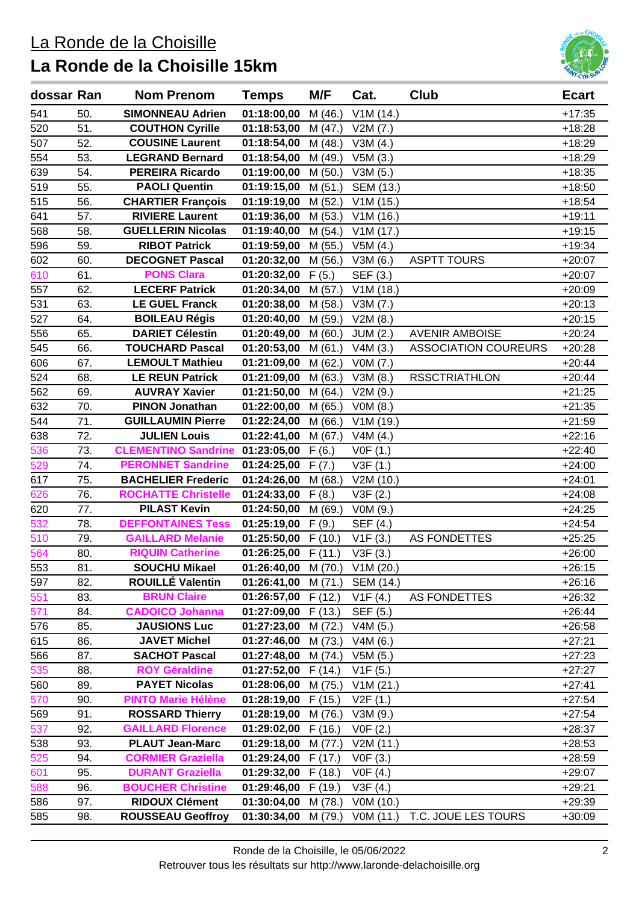# La Ronde de la Choisille

## La Ronde de la Choisille 15km

| dossar | Ran | Nom Prenom | Temps | M/F | Cat. | Club | Ecart |
|---|---|---|---|---|---|---|---|
| 541 | 50. | **SIMONNEAU Adrien** | **01:18:00,00** | M (46.) | V1M (14.) | | +17:35 |
| 520 | 51. | **COUTHON Cyrille** | **01:18:53,00** | M (47.) | V2M (7.) | | +18:28 |
| 507 | 52. | **COUSINE Laurent** | **01:18:54,00** | M (48.) | V3M (4.) | | +18:29 |
| 554 | 53. | **LEGRAND Bernard** | **01:18:54,00** | M (49.) | V5M (3.) | | +18:29 |
| 639 | 54. | **PEREIRA Ricardo** | **01:19:00,00** | M (50.) | V3M (5.) | | +18:35 |
| 519 | 55. | **PAOLI Quentin** | **01:19:15,00** | M (51.) | SEM (13.) | | +18:50 |
| 515 | 56. | **CHARTIER François** | **01:19:19,00** | M (52.) | V1M (15.) | | +18:54 |
| 641 | 57. | **RIVIERE Laurent** | **01:19:36,00** | M (53.) | V1M (16.) | | +19:11 |
| 568 | 58. | **GUELLERIN Nicolas** | **01:19:40,00** | M (54.) | V1M (17.) | | +19:15 |
| 596 | 59. | **RIBOT Patrick** | **01:19:59,00** | M (55.) | V5M (4.) | | +19:34 |
| 602 | 60. | **DECOGNET Pascal** | **01:20:32,00** | M (56.) | V3M (6.) | ASPTT TOURS | +20:07 |
| 610 | 61. | **PONS Clara** | **01:20:32,00** | F (5.) | SEF (3.) | | +20:07 |
| 557 | 62. | **LECERF Patrick** | **01:20:34,00** | M (57.) | V1M (18.) | | +20:09 |
| 531 | 63. | **LE GUEL Franck** | **01:20:38,00** | M (58.) | V3M (7.) | | +20:13 |
| 527 | 64. | **BOILEAU Régis** | **01:20:40,00** | M (59.) | V2M (8.) | | +20:15 |
| 556 | 65. | **DARIET Célestin** | **01:20:49,00** | M (60.) | JUM (2.) | AVENIR AMBOISE | +20:24 |
| 545 | 66. | **TOUCHARD Pascal** | **01:20:53,00** | M (61.) | V4M (3.) | ASSOCIATION COUREURS | +20:28 |
| 606 | 67. | **LEMOULT Mathieu** | **01:21:09,00** | M (62.) | V0M (7.) | | +20:44 |
| 524 | 68. | **LE REUN Patrick** | **01:21:09,00** | M (63.) | V3M (8.) | RSSCTRIATHLON | +20:44 |
| 562 | 69. | **AUVRAY Xavier** | **01:21:50,00** | M (64.) | V2M (9.) | | +21:25 |
| 632 | 70. | **PINON Jonathan** | **01:22:00,00** | M (65.) | V0M (8.) | | +21:35 |
| 544 | 71. | **GUILLAUMIN Pierre** | **01:22:24,00** | M (66.) | V1M (19.) | | +21:59 |
| 638 | 72. | **JULIEN Louis** | **01:22:41,00** | M (67.) | V4M (4.) | | +22:16 |
| 536 | 73. | **CLEMENTINO Sandrine** | **01:23:05,00** | F (6.) | V0F (1.) | | +22:40 |
| 529 | 74. | **PERONNET Sandrine** | **01:24:25,00** | F (7.) | V3F (1.) | | +24:00 |
| 617 | 75. | **BACHELIER Frederic** | **01:24:26,00** | M (68.) | V2M (10.) | | +24:01 |
| 626 | 76. | **ROCHATTE Christelle** | **01:24:33,00** | F (8.) | V3F (2.) | | +24:08 |
| 620 | 77. | **PILAST Kevin** | **01:24:50,00** | M (69.) | V0M (9.) | | +24:25 |
| 532 | 78. | **DEFFONTAINES Tess** | **01:25:19,00** | F (9.) | SEF (4.) | | +24:54 |
| 510 | 79. | **GAILLARD Melanie** | **01:25:50,00** | F (10.) | V1F (3.) | AS FONDETTES | +25:25 |
| 564 | 80. | **RIQUIN Catherine** | **01:26:25,00** | F (11.) | V3F (3.) | | +26:00 |
| 553 | 81. | **SOUCHU Mikael** | **01:26:40,00** | M (70.) | V1M (20.) | | +26:15 |
| 597 | 82. | **ROUILLÉ Valentin** | **01:26:41,00** | M (71.) | SEM (14.) | | +26:16 |
| 551 | 83. | **BRUN Claire** | **01:26:57,00** | F (12.) | V1F (4.) | AS FONDETTES | +26:32 |
| 571 | 84. | **CADOICO Johanna** | **01:27:09,00** | F (13.) | SEF (5.) | | +26:44 |
| 576 | 85. | **JAUSIONS Luc** | **01:27:23,00** | M (72.) | V4M (5.) | | +26:58 |
| 615 | 86. | **JAVET Michel** | **01:27:46,00** | M (73.) | V4M (6.) | | +27:21 |
| 566 | 87. | **SACHOT Pascal** | **01:27:48,00** | M (74.) | V5M (5.) | | +27:23 |
| 535 | 88. | **ROY Géraldine** | **01:27:52,00** | F (14.) | V1F (5.) | | +27:27 |
| 560 | 89. | **PAYET Nicolas** | **01:28:06,00** | M (75.) | V1M (21.) | | +27:41 |
| 570 | 90. | **PINTO Marie Hélène** | **01:28:19,00** | F (15.) | V2F (1.) | | +27:54 |
| 569 | 91. | **ROSSARD Thierry** | **01:28:19,00** | M (76.) | V3M (9.) | | +27:54 |
| 537 | 92. | **GAILLARD Florence** | **01:29:02,00** | F (16.) | V0F (2.) | | +28:37 |
| 538 | 93. | **PLAUT Jean-Marc** | **01:29:18,00** | M (77.) | V2M (11.) | | +28:53 |
| 525 | 94. | **CORMIER Graziella** | **01:29:24,00** | F (17.) | V0F (3.) | | +28:59 |
| 601 | 95. | **DURANT Graziella** | **01:29:32,00** | F (18.) | V0F (4.) | | +29:07 |
| 588 | 96. | **BOUCHER Christine** | **01:29:46,00** | F (19.) | V3F (4.) | | +29:21 |
| 586 | 97. | **RIDOUX Clément** | **01:30:04,00** | M (78.) | V0M (10.) | | +29:39 |
| 585 | 98. | **ROUSSEAU Geoffroy** | **01:30:34,00** | M (79.) | V0M (11.) | T.C. JOUE LES TOURS | +30:09 |

Ronde de la Choisille, le 05/06/2022

Retrouver tous les résultats sur http://www.laronde-delachoisille.org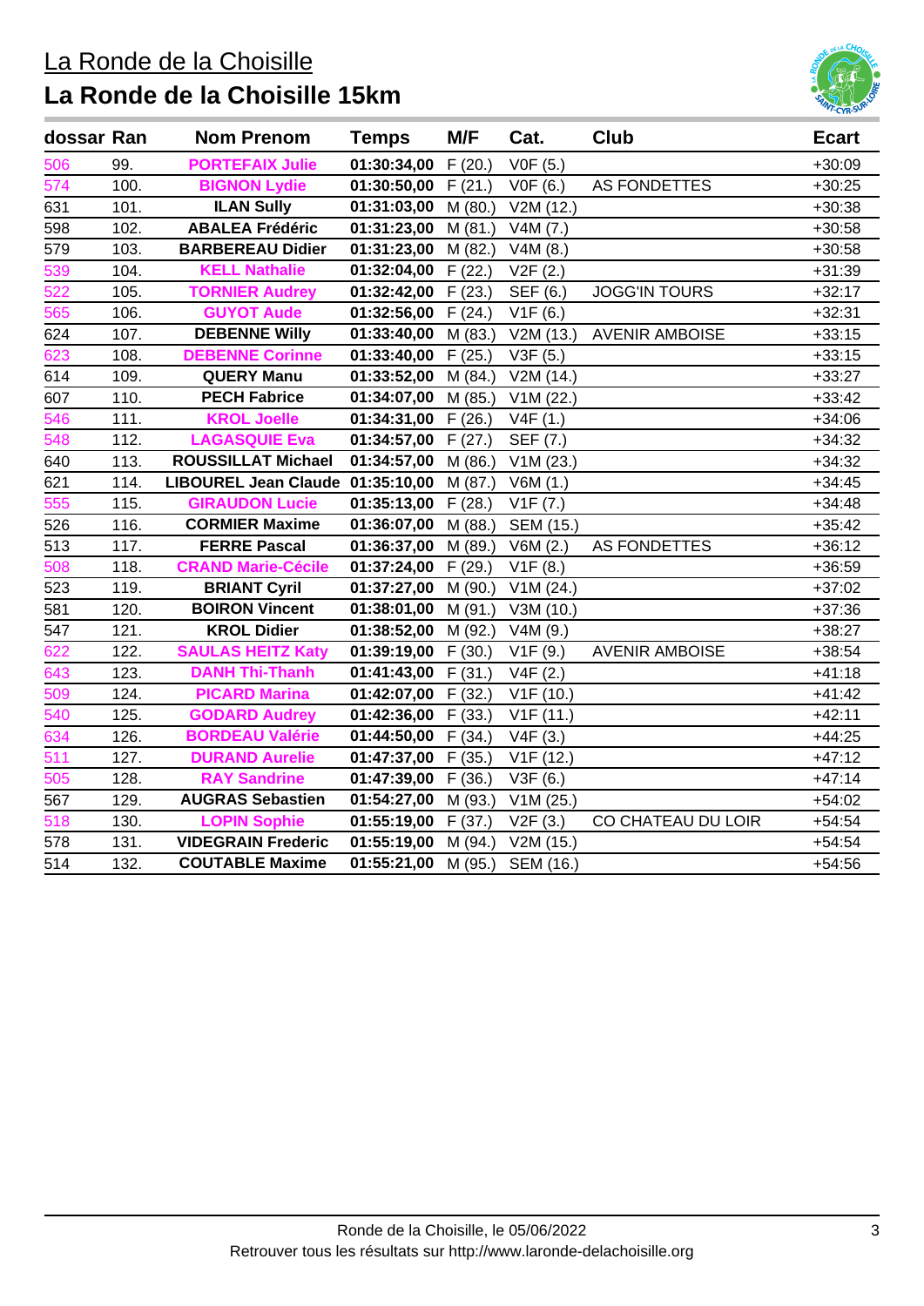# La Ronde de la Choisille

## La Ronde de la Choisille 15km

| dossar | Ran | Nom Prenom | Temps | M/F | Cat. | Club | Ecart |
|---|---|---|---|---|---|---|---|
| 506 | 99. | **PORTEFAIX Julie** | **01:30:34,00** | F (20.) | V0F (5.) | | +30:09 |
| 574 | 100. | **BIGNON Lydie** | **01:30:50,00** | F (21.) | V0F (6.) | AS FONDETTES | +30:25 |
| 631 | 101. | **ILAN Sully** | **01:31:03,00** | M (80.) | V2M (12.) | | +30:38 |
| 598 | 102. | **ABALEA Frédéric** | **01:31:23,00** | M (81.) | V4M (7.) | | +30:58 |
| 579 | 103. | **BARBEREAU Didier** | **01:31:23,00** | M (82.) | V4M (8.) | | +30:58 |
| 539 | 104. | **KELL Nathalie** | **01:32:04,00** | F (22.) | V2F (2.) | | +31:39 |
| 522 | 105. | **TORNIER Audrey** | **01:32:42,00** | F (23.) | SEF (6.) | JOGG'IN TOURS | +32:17 |
| 565 | 106. | **GUYOT Aude** | **01:32:56,00** | F (24.) | V1F (6.) | | +32:31 |
| 624 | 107. | **DEBENNE Willy** | **01:33:40,00** | M (83.) | V2M (13.) | AVENIR AMBOISE | +33:15 |
| 623 | 108. | **DEBENNE Corinne** | **01:33:40,00** | F (25.) | V3F (5.) | | +33:15 |
| 614 | 109. | **QUERY Manu** | **01:33:52,00** | M (84.) | V2M (14.) | | +33:27 |
| 607 | 110. | **PECH Fabrice** | **01:34:07,00** | M (85.) | V1M (22.) | | +33:42 |
| 546 | 111. | **KROL Joelle** | **01:34:31,00** | F (26.) | V4F (1.) | | +34:06 |
| 548 | 112. | **LAGASQUIE Eva** | **01:34:57,00** | F (27.) | SEF (7.) | | +34:32 |
| 640 | 113. | **ROUSSILLAT Michael** | **01:34:57,00** | M (86.) | V1M (23.) | | +34:32 |
| 621 | 114. | **LIBOUREL Jean Claude** | **01:35:10,00** | M (87.) | V6M (1.) | | +34:45 |
| 555 | 115. | **GIRAUDON Lucie** | **01:35:13,00** | F (28.) | V1F (7.) | | +34:48 |
| 526 | 116. | **CORMIER Maxime** | **01:36:07,00** | M (88.) | SEM (15.) | | +35:42 |
| 513 | 117. | **FERRE Pascal** | **01:36:37,00** | M (89.) | V6M (2.) | AS FONDETTES | +36:12 |
| 508 | 118. | **CRAND Marie-Cécile** | **01:37:24,00** | F (29.) | V1F (8.) | | +36:59 |
| 523 | 119. | **BRIANT Cyril** | **01:37:27,00** | M (90.) | V1M (24.) | | +37:02 |
| 581 | 120. | **BOIRON Vincent** | **01:38:01,00** | M (91.) | V3M (10.) | | +37:36 |
| 547 | 121. | **KROL Didier** | **01:38:52,00** | M (92.) | V4M (9.) | | +38:27 |
| 622 | 122. | **SAULAS HEITZ Katy** | **01:39:19,00** | F (30.) | V1F (9.) | AVENIR AMBOISE | +38:54 |
| 643 | 123. | **DANH Thi-Thanh** | **01:41:43,00** | F (31.) | V4F (2.) | | +41:18 |
| 509 | 124. | **PICARD Marina** | **01:42:07,00** | F (32.) | V1F (10.) | | +41:42 |
| 540 | 125. | **GODARD Audrey** | **01:42:36,00** | F (33.) | V1F (11.) | | +42:11 |
| 634 | 126. | **BORDEAU Valérie** | **01:44:50,00** | F (34.) | V4F (3.) | | +44:25 |
| 511 | 127. | **DURAND Aurelie** | **01:47:37,00** | F (35.) | V1F (12.) | | +47:12 |
| 505 | 128. | **RAY Sandrine** | **01:47:39,00** | F (36.) | V3F (6.) | | +47:14 |
| 567 | 129. | **AUGRAS Sebastien** | **01:54:27,00** | M (93.) | V1M (25.) | | +54:02 |
| 518 | 130. | **LOPIN Sophie** | **01:55:19,00** | F (37.) | V2F (3.) | CO CHATEAU DU LOIR | +54:54 |
| 578 | 131. | **VIDEGRAIN Frederic** | **01:55:19,00** | M (94.) | V2M (15.) | | +54:54 |
| 514 | 132. | **COUTABLE Maxime** | **01:55:21,00** | M (95.) | SEM (16.) | | +54:56 |

Ronde de la Choisille, le 05/06/2022

Retrouver tous les résultats sur http://www.laronde-delachoisille.org